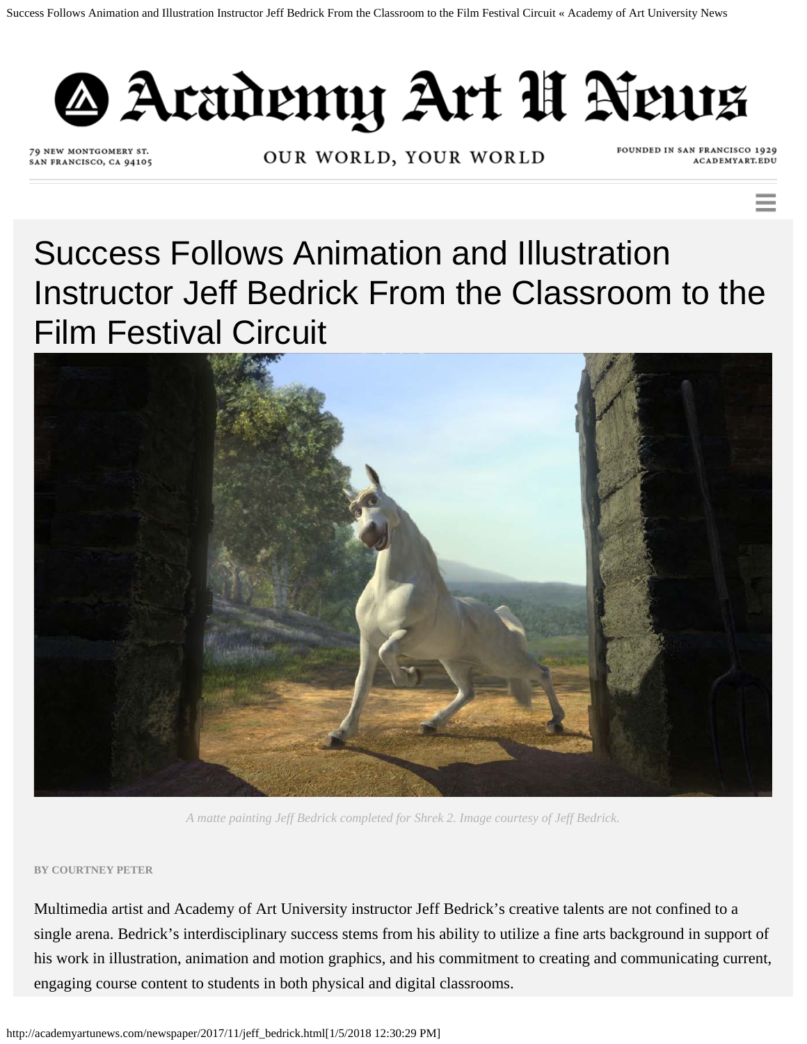# Success Follows Animation and Illustration Instructor Jeff Bedrick From the Classroom to the Film Festival Circuit

*A matte painting Jeff Bedrick completed for Shrek 2. Image courtesy of Jeff Bedrick.*

**BY COURTNEY PETER**

Multimedia artist and Academy of Art University instructor Jeff Bedrick's creative talents are not confined to a single arena. Bedrick's interdisciplinary success stems from his ability to utilize a fine arts background in support of his work in illustration, animation and motion graphics, and his commitment to creating and communicating current, engaging course content to students in both physical and digital classrooms.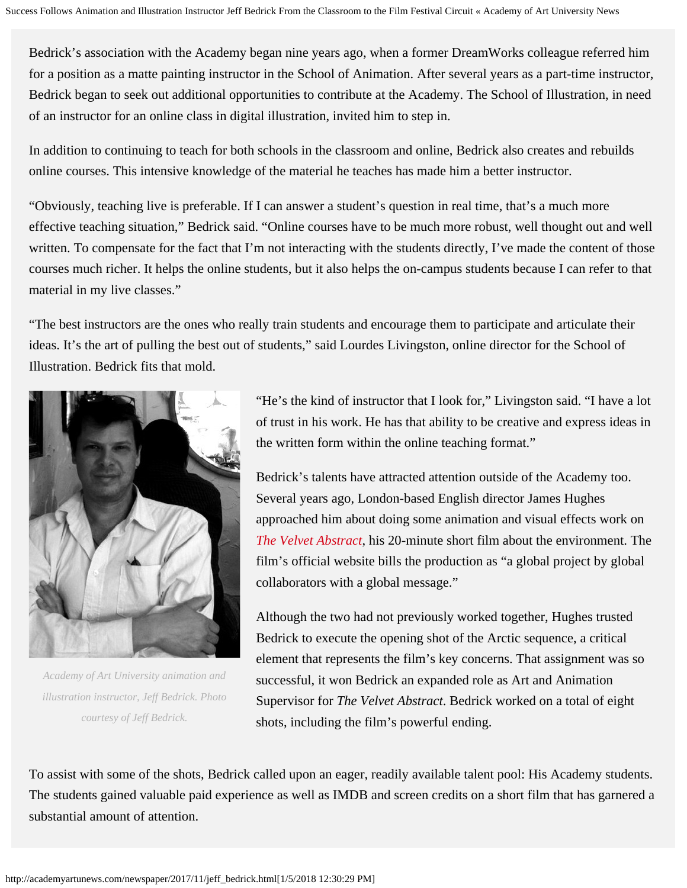Bedrick's association with the Academy began nine years ago, when a former DreamWorks colleague referred him for a position as a matte painting instructor in the School of Animation. After several years as a part-time instructor, Bedrick began to seek out additional opportunities to contribute at the Academy. The School of Illustration, in need of an instructor for an online class in digital illustration, invited him to step in.

In addition to continuing to teach for both schools in the classroom and online, Bedrick also creates and rebuilds online courses. This intensive knowledge of the material he teaches has made him a better instructor.

"Obviously, teaching live is preferable. If I can answer a student's question in real time, that's a much more effective teaching situation," Bedrick said. "Online courses have to be much more robust, well thought out and well written. To compensate for the fact that I'm not interacting with the students directly, I've made the content of those courses much richer. It helps the online students, but it also helps the on-campus students because I can refer to that material in my live classes."

"The best instructors are the ones who really train students and encourage them to participate and articulate their ideas. It's the art of pulling the best out of students," said Lourdes Livingston, online director for the School of Illustration. Bedrick fits that mold.

*Academy of Art University animation and illustration instructor, Jeff Bedrick. Photo courtesy of Jeff Bedrick.*

"He's the kind of instructor that I look for," Livingston said. "I have a lot of trust in his work. He has that ability to be creative and express ideas in the written form within the online teaching format."

Bedrick's talents have attracted attention outside of the Academy too. Several years ago, London-based English director James Hughes approached him about doing some animation and visual effects work on *The Velvet Abstract*, his 20-minute short film about the environment. The film's official website bills the production as "a global project by global collaborators with a global message."

Although the two had not previously worked together, Hughes trusted Bedrick to execute the opening shot of the Arctic sequence, a critical element that represents the film's key concerns. That assignment was so successful, it won Bedrick an expanded role as Art and Animation Supervisor for *The Velvet Abstract*. Bedrick worked on a total of eight shots, including the film's powerful ending.

To assist with some of the shots, Bedrick called upon an eager, readily available talent pool: His Academy students. The students gained valuable paid experience as well as IMDB and screen credits on a short film that has garnered a substantial amount of attention.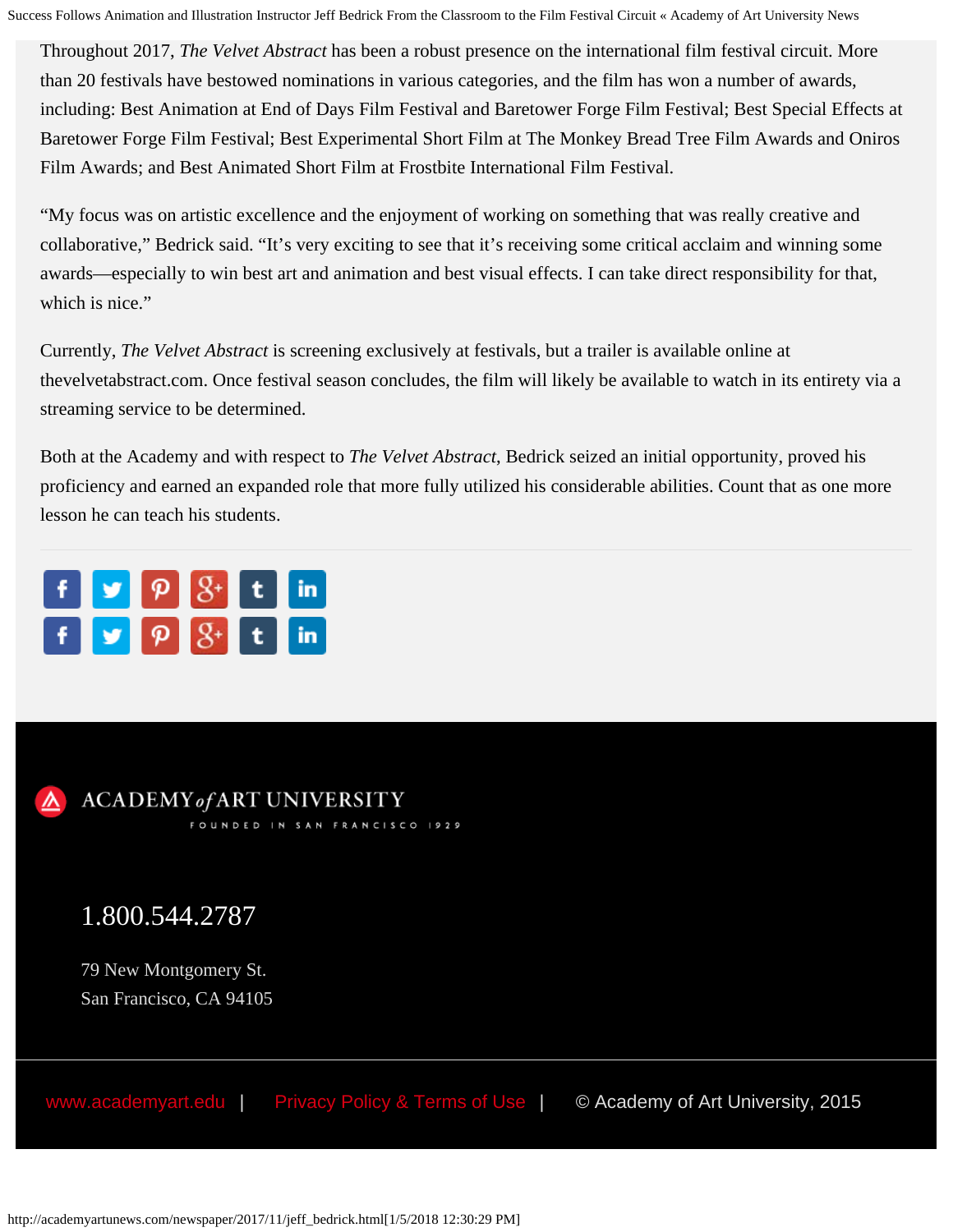Throughout 2017, *The Velvet Abstract* has been a robust presence on the international film festival circuit. More than 20 festivals have bestowed nominations in various categories, and the film has won a number of awards, including: Best Animation at End of Days Film Festival and Baretower Forge Film Festival; Best Special Effects at Baretower Forge Film Festival; Best Experimental Short Film at The Monkey Bread Tree Film Awards and Oniros Film Awards; and Best Animated Short Film at Frostbite International Film Festival.

"My focus was on artistic excellence and the enjoyment of working on something that was really creative and collaborative," Bedrick said. "It's very exciting to see that it's receiving some critical acclaim and winning some awards—especially to win best art and animation and best visual effects. I can take direct responsibility for that, which is nice."

Currently, *The Velvet Abstract* is screening exclusively at festivals, but a trailer is available online at thevelvetabstract.com. Once festival season concludes, the film will likely be available to watch in its entirety via a streaming service to be determined.

Both at the Academy and with respect to *The Velvet Abstract*, Bedrick seized an initial opportunity, proved his proficiency and earned an expanded role that more fully utilized his considerable abilities. Count that as one more lesson he can teach his students.

ACADEMY of ART UNIVERSITY

FOUNDED IN SAN FRANCISCO 1929

1.800.544.2787

79 New Montgomery St.
San Francisco, CA 94105

www.academyart.edu | Privacy Policy & Terms of Use | © Academy of Art University, 2015